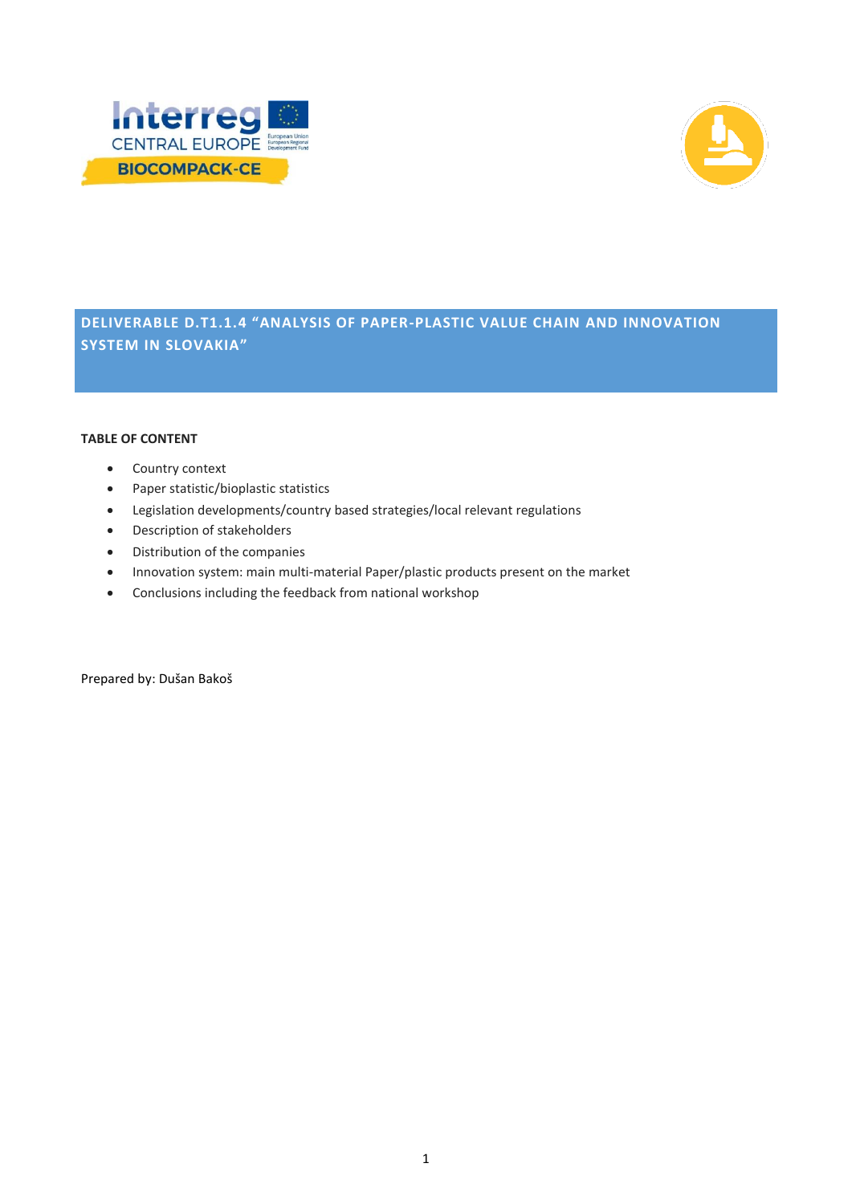# DELIVERABLE D.T1.1.4 "ANALYSIS OF PAPER-PLASTIC VALUE CHAIN AND INNOVATION SYSTEM IN SLOVAKIA"

**TABLE OF CONTENT**

- Country context
- Paper statistic/bioplastic statistics
- Legislation developments/country based strategies/local relevant regulations
- Description of stakeholders
- Distribution of the companies
- Innovation system: main multi-material Paper/plastic products present on the market
- Conclusions including the feedback from national workshop

Prepared by: Dušan Bakoš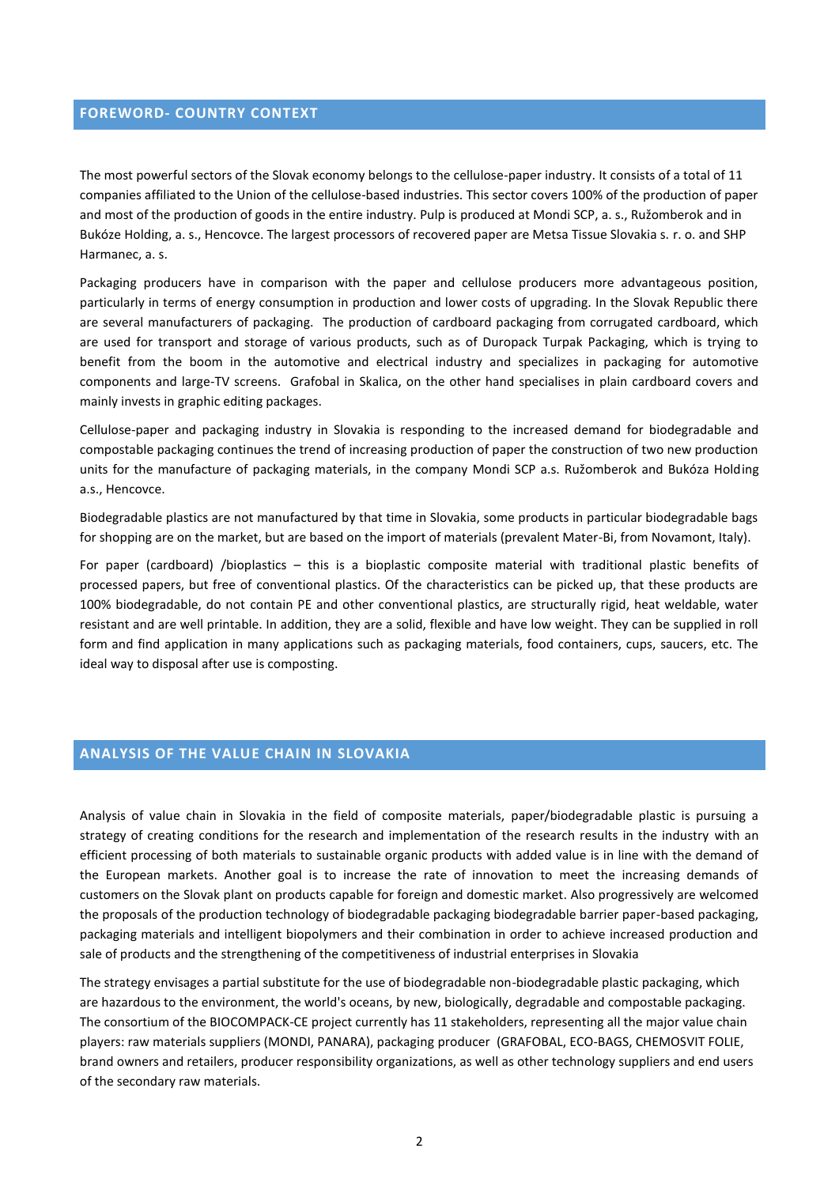## FOREWORD- COUNTRY CONTEXT

The most powerful sectors of the Slovak economy belongs to the cellulose-paper industry. It consists of a total of 11 companies affiliated to the Union of the cellulose-based industries. This sector covers 100% of the production of paper and most of the production of goods in the entire industry. Pulp is produced at Mondi SCP, a. s., Ružomberok and in Bukóze Holding, a. s., Hencovce. The largest processors of recovered paper are Metsa Tissue Slovakia s. r. o. and SHP Harmanec, a. s.

Packaging producers have in comparison with the paper and cellulose producers more advantageous position, particularly in terms of energy consumption in production and lower costs of upgrading. In the Slovak Republic there are several manufacturers of packaging. The production of cardboard packaging from corrugated cardboard, which are used for transport and storage of various products, such as of Duropack Turpak Packaging, which is trying to benefit from the boom in the automotive and electrical industry and specializes in packaging for automotive components and large-TV screens. Grafobal in Skalica, on the other hand specialises in plain cardboard covers and mainly invests in graphic editing packages.

Cellulose-paper and packaging industry in Slovakia is responding to the increased demand for biodegradable and compostable packaging continues the trend of increasing production of paper the construction of two new production units for the manufacture of packaging materials, in the company Mondi SCP a.s. Ružomberok and Bukóza Holding a.s., Hencovce.

Biodegradable plastics are not manufactured by that time in Slovakia, some products in particular biodegradable bags for shopping are on the market, but are based on the import of materials (prevalent Mater-Bi, from Novamont, Italy).

For paper (cardboard) /bioplastics – this is a bioplastic composite material with traditional plastic benefits of processed papers, but free of conventional plastics. Of the characteristics can be picked up, that these products are 100% biodegradable, do not contain PE and other conventional plastics, are structurally rigid, heat weldable, water resistant and are well printable. In addition, they are a solid, flexible and have low weight. They can be supplied in roll form and find application in many applications such as packaging materials, food containers, cups, saucers, etc. The ideal way to disposal after use is composting.

## ANALYSIS OF THE VALUE CHAIN IN SLOVAKIA

Analysis of value chain in Slovakia in the field of composite materials, paper/biodegradable plastic is pursuing a strategy of creating conditions for the research and implementation of the research results in the industry with an efficient processing of both materials to sustainable organic products with added value is in line with the demand of the European markets. Another goal is to increase the rate of innovation to meet the increasing demands of customers on the Slovak plant on products capable for foreign and domestic market. Also progressively are welcomed the proposals of the production technology of biodegradable packaging biodegradable barrier paper-based packaging, packaging materials and intelligent biopolymers and their combination in order to achieve increased production and sale of products and the strengthening of the competitiveness of industrial enterprises in Slovakia

The strategy envisages a partial substitute for the use of biodegradable non-biodegradable plastic packaging, which are hazardous to the environment, the world's oceans, by new, biologically, degradable and compostable packaging. The consortium of the BIOCOMPACK-CE project currently has 11 stakeholders, representing all the major value chain players: raw materials suppliers (MONDI, PANARA), packaging producer (GRAFOBAL, ECO-BAGS, CHEMOSVIT FOLIE, brand owners and retailers, producer responsibility organizations, as well as other technology suppliers and end users of the secondary raw materials.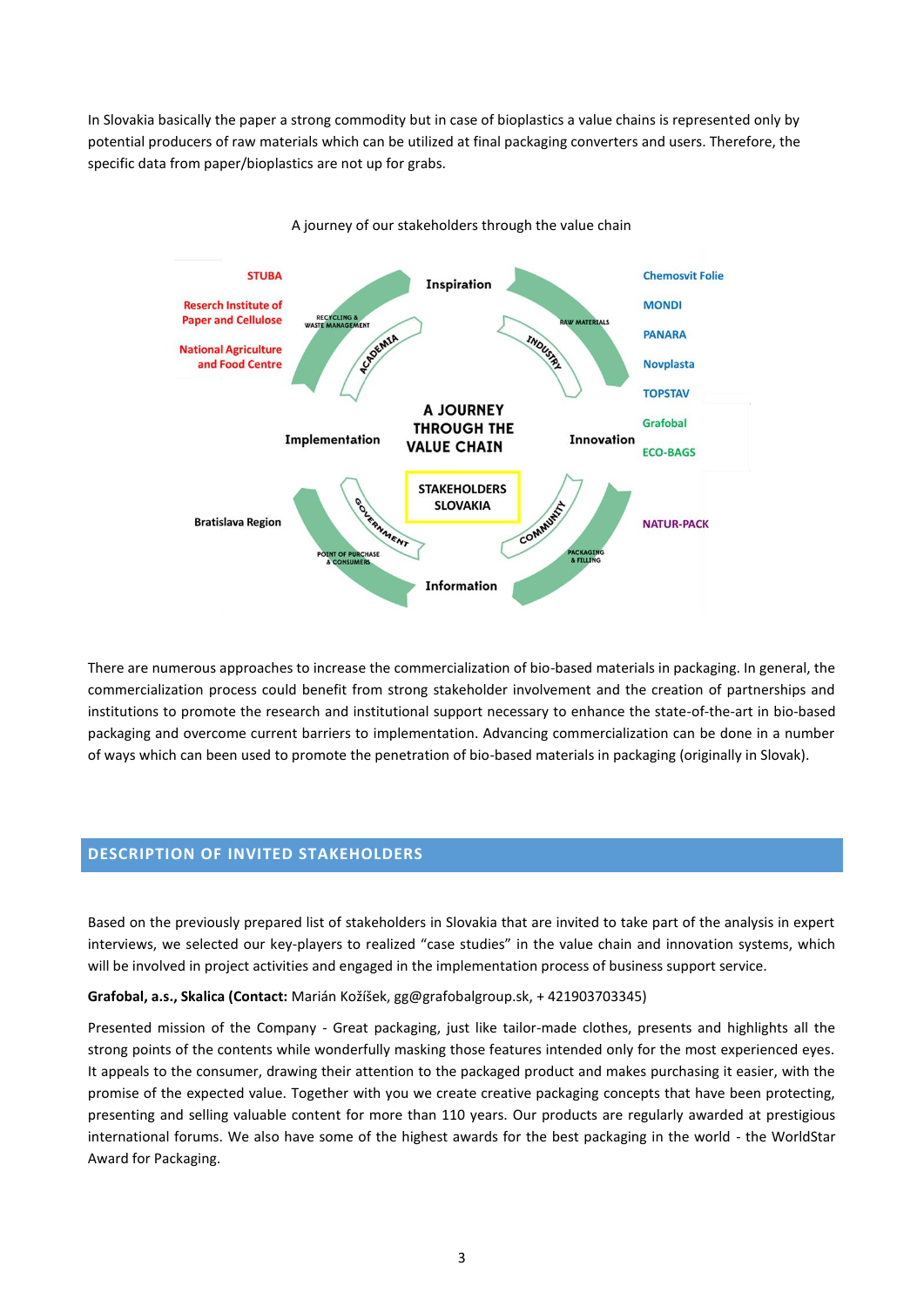In Slovakia basically the paper a strong commodity but in case of bioplastics a value chains is represented only by potential producers of raw materials which can be utilized at final packaging converters and users. Therefore, the specific data from paper/bioplastics are not up for grabs.

A journey of our stakeholders through the value chain

STUBA
Reserch Institute of Paper and Cellulose
National Agriculture and Food Centre
Bratislava Region

Inspiration
Innovation
Information
Implementation

RECYCLING & WASTE MANAGEMENT
ACADEMIA
RAW MATERIALS
INDUSTRY
PACKAGING & FILLING
COMMUNITY
POINT OF PURCHASE & CONSUMERS
GOVERNMENT

A JOURNEY THROUGH THE VALUE CHAIN

STAKEHOLDERS SLOVAKIA

Chemosvit Folie
MONDI
PANARA
Novplasta
TOPSTAV
Grafobal
ECO-BAGS
NATUR-PACK

There are numerous approaches to increase the commercialization of bio-based materials in packaging. In general, the commercialization process could benefit from strong stakeholder involvement and the creation of partnerships and institutions to promote the research and institutional support necessary to enhance the state-of-the-art in bio-based packaging and overcome current barriers to implementation. Advancing commercialization can be done in a number of ways which can been used to promote the penetration of bio-based materials in packaging (originally in Slovak).

## DESCRIPTION OF INVITED STAKEHOLDERS

Based on the previously prepared list of stakeholders in Slovakia that are invited to take part of the analysis in expert interviews, we selected our key-players to realized "case studies" in the value chain and innovation systems, which will be involved in project activities and engaged in the implementation process of business support service.

**Grafobal, a.s., Skalica (Contact:** Marián Kožíšek, gg@grafobalgroup.sk, + 421903703345)

Presented mission of the Company - Great packaging, just like tailor-made clothes, presents and highlights all the strong points of the contents while wonderfully masking those features intended only for the most experienced eyes. It appeals to the consumer, drawing their attention to the packaged product and makes purchasing it easier, with the promise of the expected value. Together with you we create creative packaging concepts that have been protecting, presenting and selling valuable content for more than 110 years. Our products are regularly awarded at prestigious international forums. We also have some of the highest awards for the best packaging in the world - the WorldStar Award for Packaging.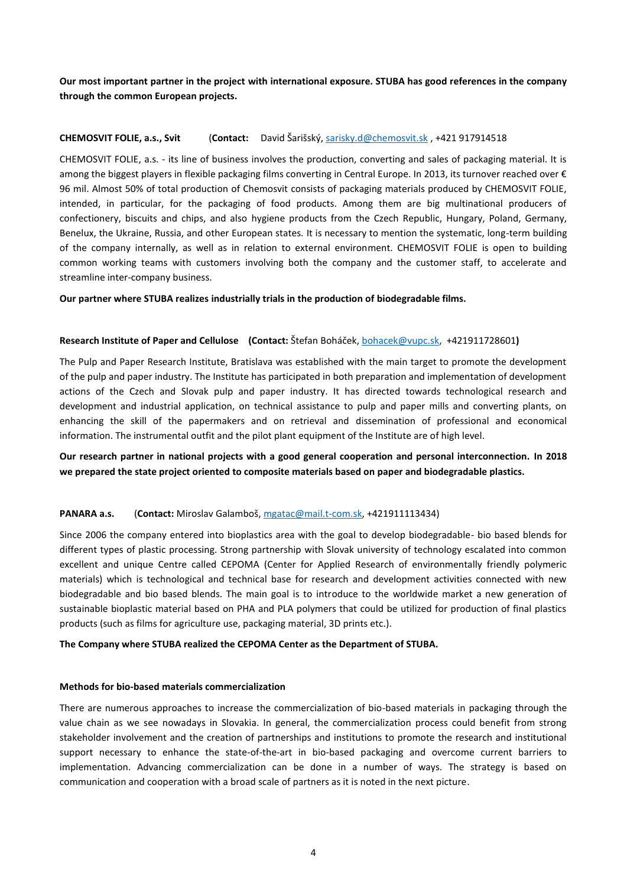**Our most important partner in the project with international exposure. STUBA has good references in the company through the common European projects.**

**CHEMOSVIT FOLIE, a.s., Svit** (**Contact:** David Šarišský, sarisky.d@chemosvit.sk , +421 917914518

CHEMOSVIT FOLIE, a.s. - its line of business involves the production, converting and sales of packaging material. It is among the biggest players in flexible packaging films converting in Central Europe. In 2013, its turnover reached over € 96 mil. Almost 50% of total production of Chemosvit consists of packaging materials produced by CHEMOSVIT FOLIE, intended, in particular, for the packaging of food products. Among them are big multinational producers of confectionery, biscuits and chips, and also hygiene products from the Czech Republic, Hungary, Poland, Germany, Benelux, the Ukraine, Russia, and other European states. It is necessary to mention the systematic, long-term building of the company internally, as well as in relation to external environment. CHEMOSVIT FOLIE is open to building common working teams with customers involving both the company and the customer staff, to accelerate and streamline inter-company business.

**Our partner where STUBA realizes industrially trials in the production of biodegradable films.**

**Research Institute of Paper and Cellulose** (**Contact:** Štefan Boháček, bohacek@vupc.sk, +421911728601**)**

The Pulp and Paper Research Institute, Bratislava was established with the main target to promote the development of the pulp and paper industry. The Institute has participated in both preparation and implementation of development actions of the Czech and Slovak pulp and paper industry. It has directed towards technological research and development and industrial application, on technical assistance to pulp and paper mills and converting plants, on enhancing the skill of the papermakers and on retrieval and dissemination of professional and economical information. The instrumental outfit and the pilot plant equipment of the Institute are of high level.

**Our research partner in national projects with a good general cooperation and personal interconnection. In 2018 we prepared the state project oriented to composite materials based on paper and biodegradable plastics.**

**PANARA a.s.** (**Contact:** Miroslav Galamboš, mgatac@mail.t-com.sk, +421911113434)

Since 2006 the company entered into bioplastics area with the goal to develop biodegradable- bio based blends for different types of plastic processing. Strong partnership with Slovak university of technology escalated into common excellent and unique Centre called CEPOMA (Center for Applied Research of environmentally friendly polymeric materials) which is technological and technical base for research and development activities connected with new biodegradable and bio based blends. The main goal is to introduce to the worldwide market a new generation of sustainable bioplastic material based on PHA and PLA polymers that could be utilized for production of final plastics products (such as films for agriculture use, packaging material, 3D prints etc.).

**The Company where STUBA realized the CEPOMA Center as the Department of STUBA.**

**Methods for bio-based materials commercialization**

There are numerous approaches to increase the commercialization of bio-based materials in packaging through the value chain as we see nowadays in Slovakia. In general, the commercialization process could benefit from strong stakeholder involvement and the creation of partnerships and institutions to promote the research and institutional support necessary to enhance the state-of-the-art in bio-based packaging and overcome current barriers to implementation. Advancing commercialization can be done in a number of ways. The strategy is based on communication and cooperation with a broad scale of partners as it is noted in the next picture.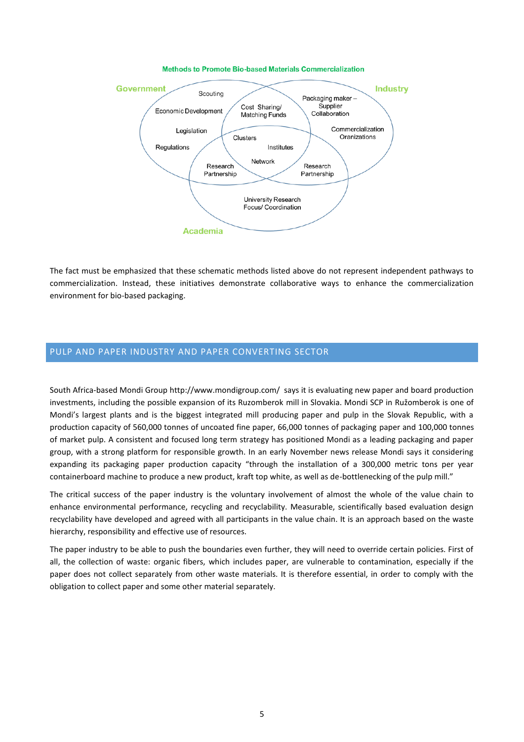**Methods to Promote Bio-based Materials Commercialization**

Government: Scouting, Economic Development, Legislation, Regulations

Industry: Packaging maker – Supplier Collaboration, Commercialization Oranizations

Academia: University Research Focus/ Coordination

Government & Industry: Cost Sharing/ Matching Funds

Government & Academia: Research Partnership

Industry & Academia: Research Partnership

Government, Industry & Academia: Clusters, Institutes, Network

The fact must be emphasized that these schematic methods listed above do not represent independent pathways to commercialization. Instead, these initiatives demonstrate collaborative ways to enhance the commercialization environment for bio-based packaging.

## PULP AND PAPER INDUSTRY AND PAPER CONVERTING SECTOR

South Africa-based Mondi Group http://www.mondigroup.com/ says it is evaluating new paper and board production investments, including the possible expansion of its Ruzomberok mill in Slovakia. Mondi SCP in Ružomberok is one of Mondi's largest plants and is the biggest integrated mill producing paper and pulp in the Slovak Republic, with a production capacity of 560,000 tonnes of uncoated fine paper, 66,000 tonnes of packaging paper and 100,000 tonnes of market pulp. A consistent and focused long term strategy has positioned Mondi as a leading packaging and paper group, with a strong platform for responsible growth. In an early November news release Mondi says it considering expanding its packaging paper production capacity "through the installation of a 300,000 metric tons per year containerboard machine to produce a new product, kraft top white, as well as de-bottlenecking of the pulp mill."

The critical success of the paper industry is the voluntary involvement of almost the whole of the value chain to enhance environmental performance, recycling and recyclability. Measurable, scientifically based evaluation design recyclability have developed and agreed with all participants in the value chain. It is an approach based on the waste hierarchy, responsibility and effective use of resources.

The paper industry to be able to push the boundaries even further, they will need to override certain policies. First of all, the collection of waste: organic fibers, which includes paper, are vulnerable to contamination, especially if the paper does not collect separately from other waste materials. It is therefore essential, in order to comply with the obligation to collect paper and some other material separately.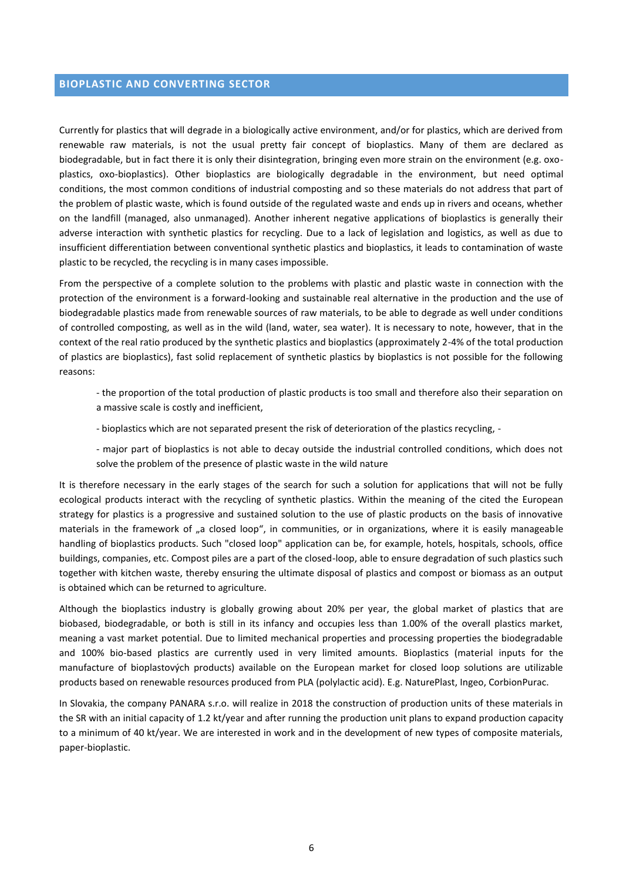## BIOPLASTIC AND CONVERTING SECTOR

Currently for plastics that will degrade in a biologically active environment, and/or for plastics, which are derived from renewable raw materials, is not the usual pretty fair concept of bioplastics. Many of them are declared as biodegradable, but in fact there it is only their disintegration, bringing even more strain on the environment (e.g. oxo-plastics, oxo-bioplastics). Other bioplastics are biologically degradable in the environment, but need optimal conditions, the most common conditions of industrial composting and so these materials do not address that part of the problem of plastic waste, which is found outside of the regulated waste and ends up in rivers and oceans, whether on the landfill (managed, also unmanaged). Another inherent negative applications of bioplastics is generally their adverse interaction with synthetic plastics for recycling. Due to a lack of legislation and logistics, as well as due to insufficient differentiation between conventional synthetic plastics and bioplastics, it leads to contamination of waste plastic to be recycled, the recycling is in many cases impossible.

From the perspective of a complete solution to the problems with plastic and plastic waste in connection with the protection of the environment is a forward-looking and sustainable real alternative in the production and the use of biodegradable plastics made from renewable sources of raw materials, to be able to degrade as well under conditions of controlled composting, as well as in the wild (land, water, sea water). It is necessary to note, however, that in the context of the real ratio produced by the synthetic plastics and bioplastics (approximately 2-4% of the total production of plastics are bioplastics), fast solid replacement of synthetic plastics by bioplastics is not possible for the following reasons:

- the proportion of the total production of plastic products is too small and therefore also their separation on a massive scale is costly and inefficient,
- bioplastics which are not separated present the risk of deterioration of the plastics recycling, -
- major part of bioplastics is not able to decay outside the industrial controlled conditions, which does not solve the problem of the presence of plastic waste in the wild nature

It is therefore necessary in the early stages of the search for such a solution for applications that will not be fully ecological products interact with the recycling of synthetic plastics. Within the meaning of the cited the European strategy for plastics is a progressive and sustained solution to the use of plastic products on the basis of innovative materials in the framework of „a closed loop", in communities, or in organizations, where it is easily manageable handling of bioplastics products. Such "closed loop" application can be, for example, hotels, hospitals, schools, office buildings, companies, etc. Compost piles are a part of the closed-loop, able to ensure degradation of such plastics such together with kitchen waste, thereby ensuring the ultimate disposal of plastics and compost or biomass as an output is obtained which can be returned to agriculture.

Although the bioplastics industry is globally growing about 20% per year, the global market of plastics that are biobased, biodegradable, or both is still in its infancy and occupies less than 1.00% of the overall plastics market, meaning a vast market potential. Due to limited mechanical properties and processing properties the biodegradable and 100% bio-based plastics are currently used in very limited amounts. Bioplastics (material inputs for the manufacture of bioplastových products) available on the European market for closed loop solutions are utilizable products based on renewable resources produced from PLA (polylactic acid). E.g. NaturePlast, Ingeo, CorbionPurac.

In Slovakia, the company PANARA s.r.o. will realize in 2018 the construction of production units of these materials in the SR with an initial capacity of 1.2 kt/year and after running the production unit plans to expand production capacity to a minimum of 40 kt/year. We are interested in work and in the development of new types of composite materials, paper-bioplastic.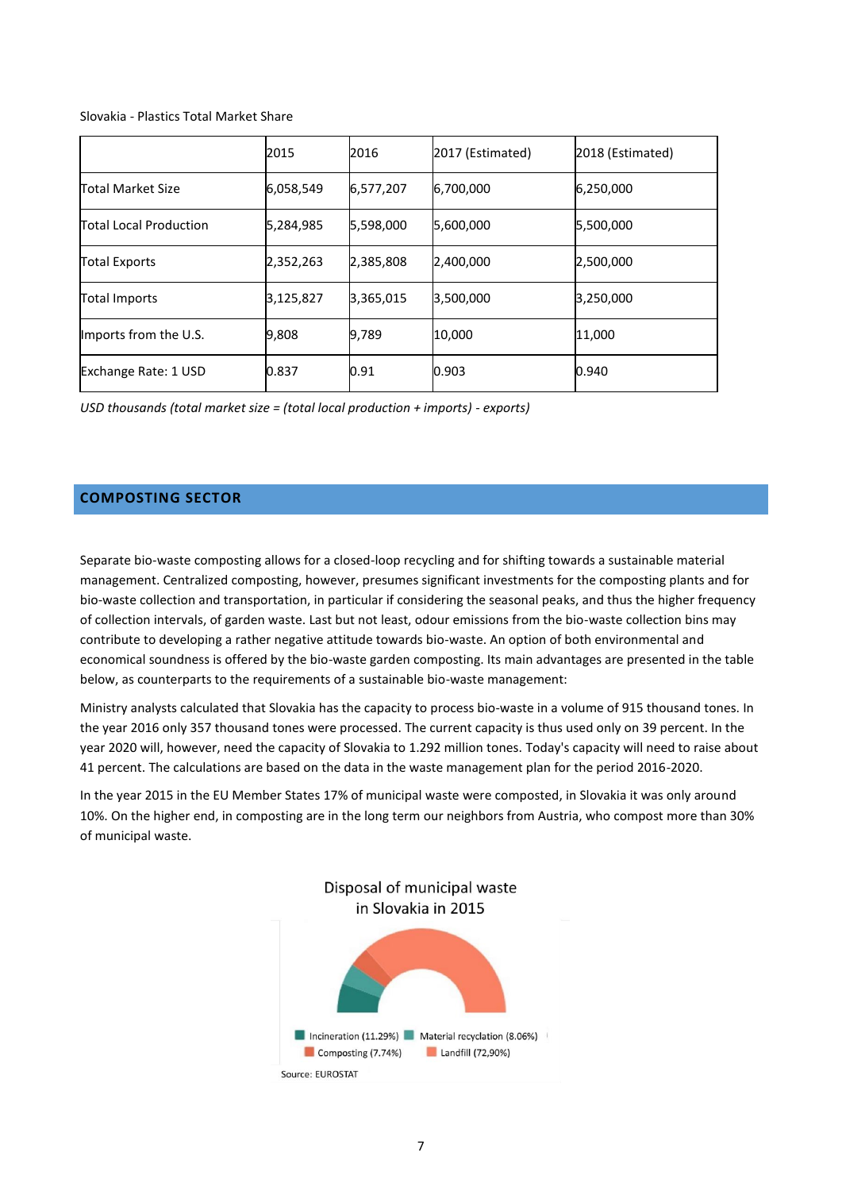Slovakia - Plastics Total Market Share

| | 2015 | 2016 | 2017 (Estimated) | 2018 (Estimated) |
|---|---|---|---|---|
| Total Market Size | 6,058,549 | 6,577,207 | 6,700,000 | 6,250,000 |
| Total Local Production | 5,284,985 | 5,598,000 | 5,600,000 | 5,500,000 |
| Total Exports | 2,352,263 | 2,385,808 | 2,400,000 | 2,500,000 |
| Total Imports | 3,125,827 | 3,365,015 | 3,500,000 | 3,250,000 |
| Imports from the U.S. | 9,808 | 9,789 | 10,000 | 11,000 |
| Exchange Rate: 1 USD | 0.837 | 0.91 | 0.903 | 0.940 |

*USD thousands (total market size = (total local production + imports) - exports)*

## COMPOSTING SECTOR

Separate bio-waste composting allows for a closed-loop recycling and for shifting towards a sustainable material management. Centralized composting, however, presumes significant investments for the composting plants and for bio-waste collection and transportation, in particular if considering the seasonal peaks, and thus the higher frequency of collection intervals, of garden waste. Last but not least, odour emissions from the bio-waste collection bins may contribute to developing a rather negative attitude towards bio-waste. An option of both environmental and economical soundness is offered by the bio-waste garden composting. Its main advantages are presented in the table below, as counterparts to the requirements of a sustainable bio-waste management:

Ministry analysts calculated that Slovakia has the capacity to process bio-waste in a volume of 915 thousand tones. In the year 2016 only 357 thousand tones were processed. The current capacity is thus used only on 39 percent. In the year 2020 will, however, need the capacity of Slovakia to 1.292 million tones. Today's capacity will need to raise about 41 percent. The calculations are based on the data in the waste management plan for the period 2016-2020.

In the year 2015 in the EU Member States 17% of municipal waste were composted, in Slovakia it was only around 10%. On the higher end, in composting are in the long term our neighbors from Austria, who compost more than 30% of municipal waste.

Disposal of municipal waste in Slovakia in 2015

Incineration (11.29%) Material recyclation (8.06%) Composting (7.74%) Landfill (72,90%)

Source: EUROSTAT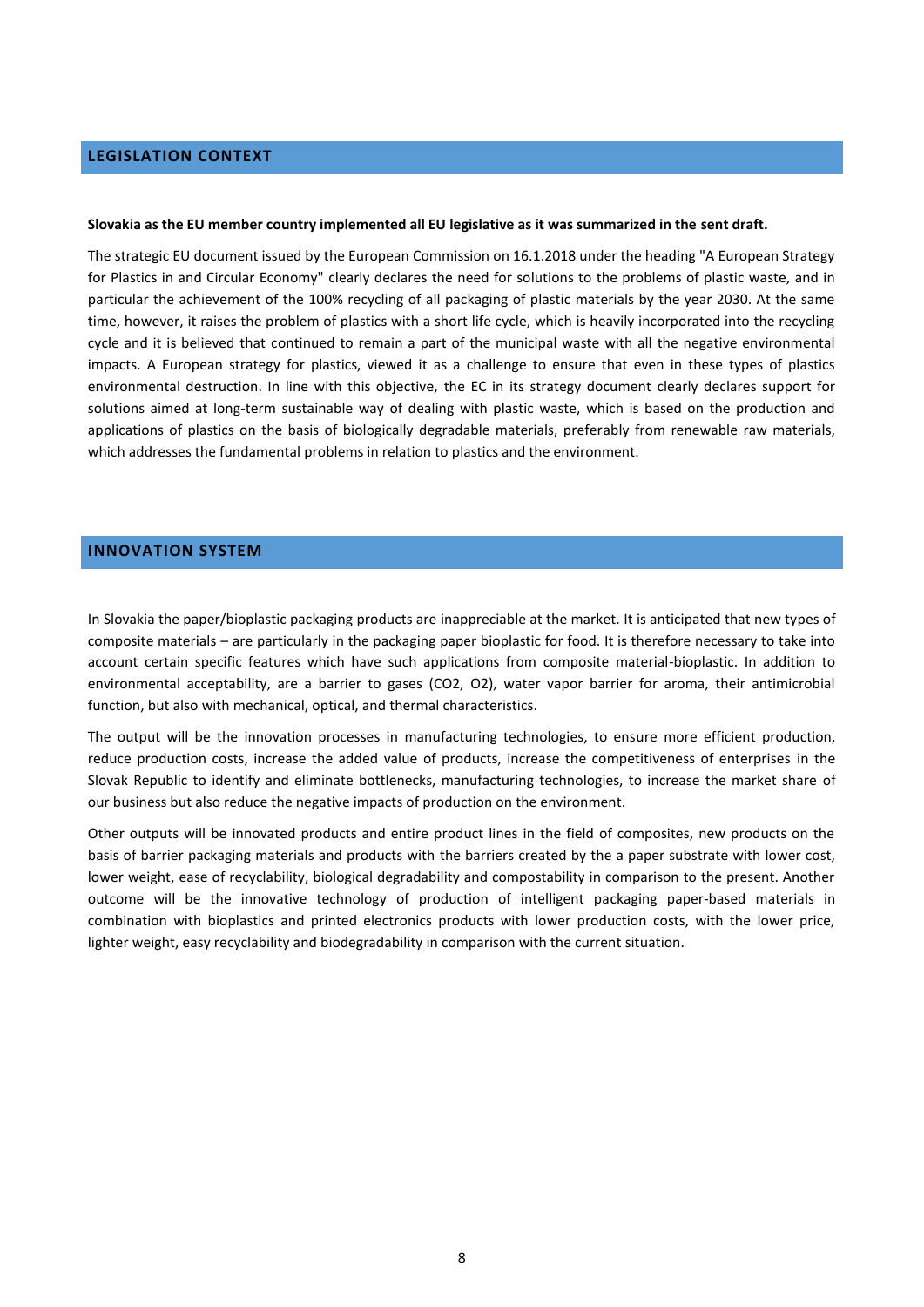## LEGISLATION CONTEXT

**Slovakia as the EU member country implemented all EU legislative as it was summarized in the sent draft.**

The strategic EU document issued by the European Commission on 16.1.2018 under the heading "A European Strategy for Plastics in and Circular Economy" clearly declares the need for solutions to the problems of plastic waste, and in particular the achievement of the 100% recycling of all packaging of plastic materials by the year 2030. At the same time, however, it raises the problem of plastics with a short life cycle, which is heavily incorporated into the recycling cycle and it is believed that continued to remain a part of the municipal waste with all the negative environmental impacts. A European strategy for plastics, viewed it as a challenge to ensure that even in these types of plastics environmental destruction. In line with this objective, the EC in its strategy document clearly declares support for solutions aimed at long-term sustainable way of dealing with plastic waste, which is based on the production and applications of plastics on the basis of biologically degradable materials, preferably from renewable raw materials, which addresses the fundamental problems in relation to plastics and the environment.

## INNOVATION SYSTEM

In Slovakia the paper/bioplastic packaging products are inappreciable at the market. It is anticipated that new types of composite materials – are particularly in the packaging paper bioplastic for food. It is therefore necessary to take into account certain specific features which have such applications from composite material-bioplastic. In addition to environmental acceptability, are a barrier to gases ($CO_2$, $O_2$), water vapor barrier for aroma, their antimicrobial function, but also with mechanical, optical, and thermal characteristics.

The output will be the innovation processes in manufacturing technologies, to ensure more efficient production, reduce production costs, increase the added value of products, increase the competitiveness of enterprises in the Slovak Republic to identify and eliminate bottlenecks, manufacturing technologies, to increase the market share of our business but also reduce the negative impacts of production on the environment.

Other outputs will be innovated products and entire product lines in the field of composites, new products on the basis of barrier packaging materials and products with the barriers created by the a paper substrate with lower cost, lower weight, ease of recyclability, biological degradability and compostability in comparison to the present. Another outcome will be the innovative technology of production of intelligent packaging paper-based materials in combination with bioplastics and printed electronics products with lower production costs, with the lower price, lighter weight, easy recyclability and biodegradability in comparison with the current situation.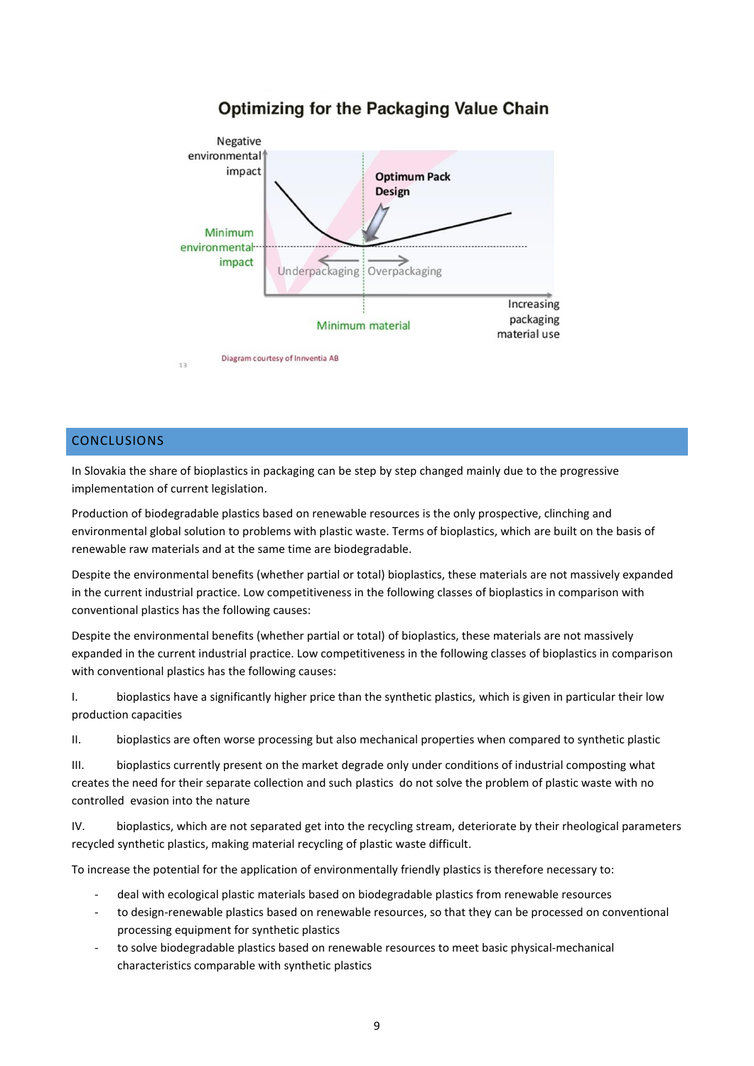## Optimizing for the Packaging Value Chain

Negative environmental impact

Optimum Pack Design

Minimum environmental impact

Underpackaging | Overpackaging

Minimum material

Increasing packaging material use

Diagram courtesy of Innventia AB

## CONCLUSIONS

In Slovakia the share of bioplastics in packaging can be step by step changed mainly due to the progressive implementation of current legislation.

Production of biodegradable plastics based on renewable resources is the only prospective, clinching and environmental global solution to problems with plastic waste. Terms of bioplastics, which are built on the basis of renewable raw materials and at the same time are biodegradable.

Despite the environmental benefits (whether partial or total) bioplastics, these materials are not massively expanded in the current industrial practice. Low competitiveness in the following classes of bioplastics in comparison with conventional plastics has the following causes:

Despite the environmental benefits (whether partial or total) of bioplastics, these materials are not massively expanded in the current industrial practice. Low competitiveness in the following classes of bioplastics in comparison with conventional plastics has the following causes:

I. bioplastics have a significantly higher price than the synthetic plastics, which is given in particular their low production capacities

II. bioplastics are often worse processing but also mechanical properties when compared to synthetic plastic

III. bioplastics currently present on the market degrade only under conditions of industrial composting what creates the need for their separate collection and such plastics do not solve the problem of plastic waste with no controlled evasion into the nature

IV. bioplastics, which are not separated get into the recycling stream, deteriorate by their rheological parameters recycled synthetic plastics, making material recycling of plastic waste difficult.

To increase the potential for the application of environmentally friendly plastics is therefore necessary to:

- deal with ecological plastic materials based on biodegradable plastics from renewable resources
- to design-renewable plastics based on renewable resources, so that they can be processed on conventional processing equipment for synthetic plastics
- to solve biodegradable plastics based on renewable resources to meet basic physical-mechanical characteristics comparable with synthetic plastics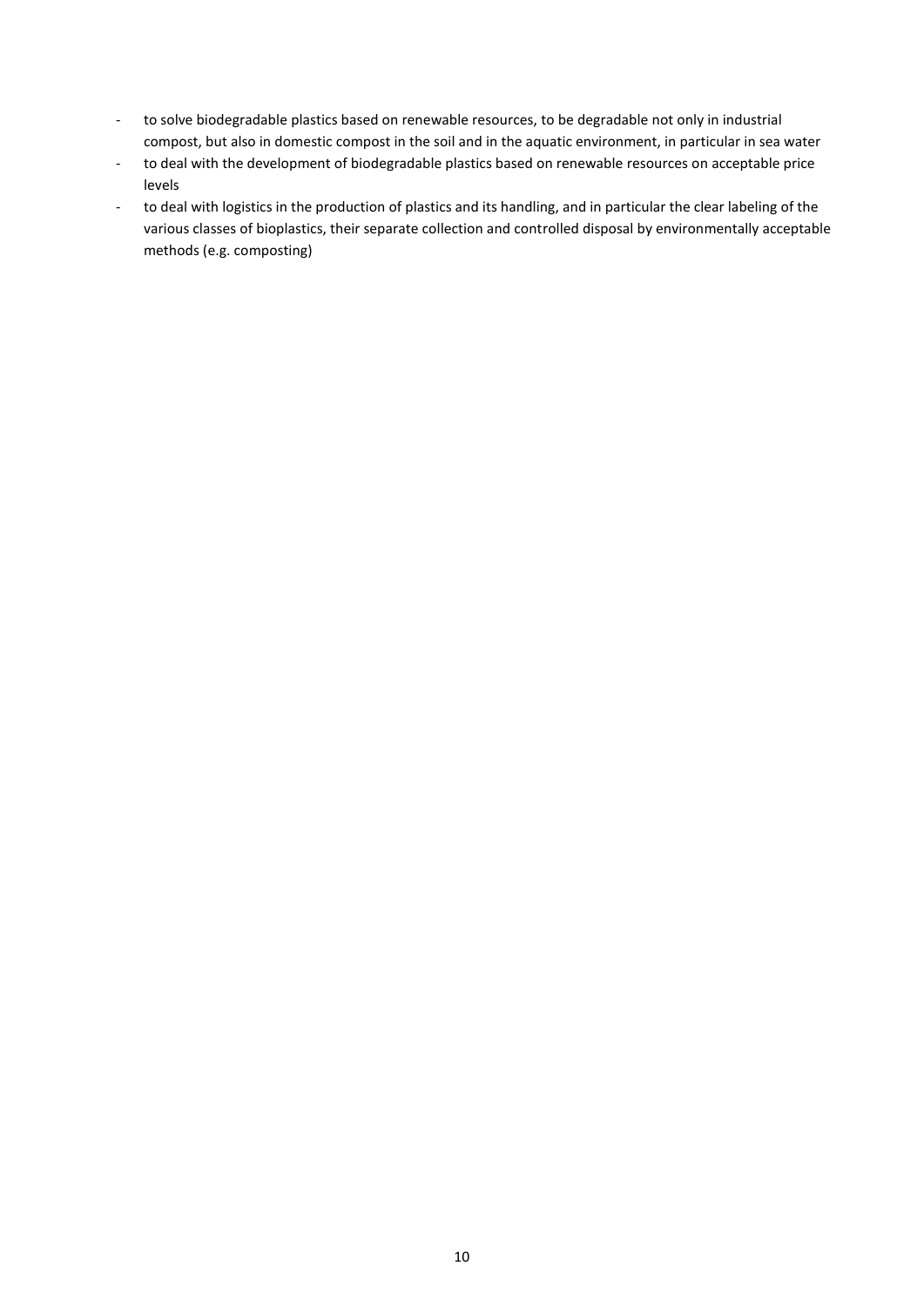- to solve biodegradable plastics based on renewable resources, to be degradable not only in industrial compost, but also in domestic compost in the soil and in the aquatic environment, in particular in sea water
- to deal with the development of biodegradable plastics based on renewable resources on acceptable price levels
- to deal with logistics in the production of plastics and its handling, and in particular the clear labeling of the various classes of bioplastics, their separate collection and controlled disposal by environmentally acceptable methods (e.g. composting)